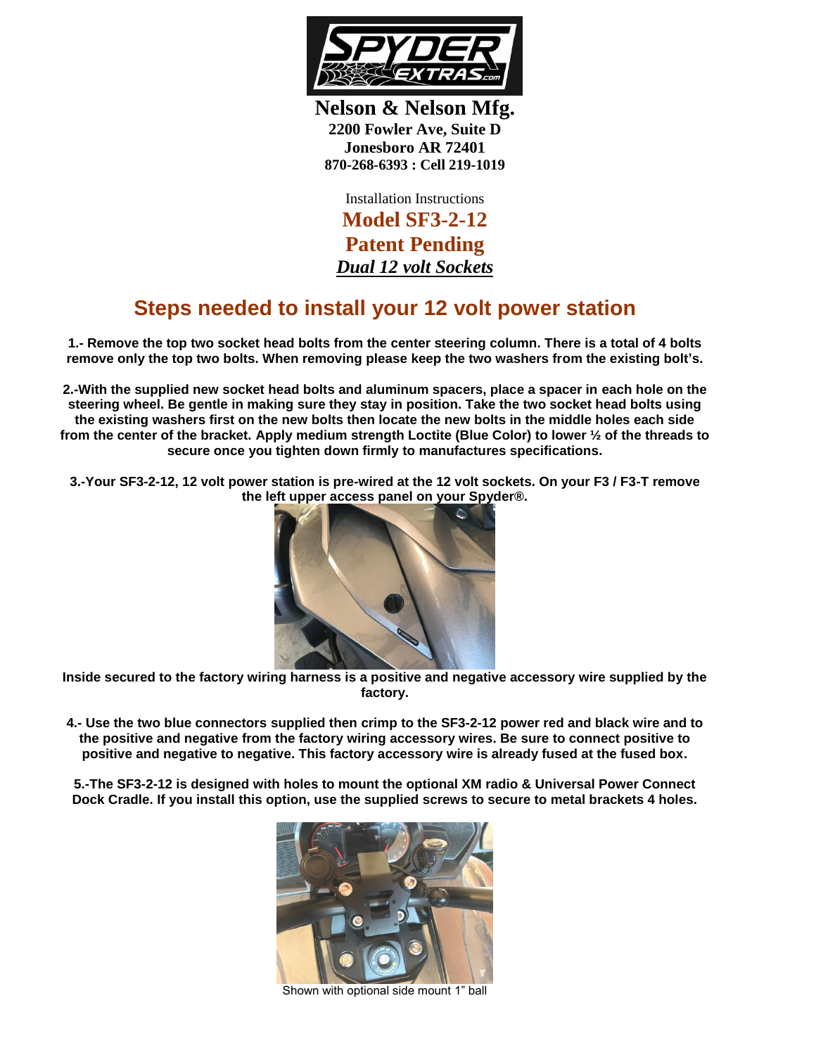**Nelson & Nelson Mfg.**
**2200 Fowler Ave, Suite D**
**Jonesboro AR 72401**
**870-268-6393 : Cell 219-1019**

Installation Instructions

# Model SF3-2-12

# Patent Pending

***Dual 12 volt Sockets***

## Steps needed to install your 12 volt power station

**1.- Remove the top two socket head bolts from the center steering column. There is a total of 4 bolts remove only the top two bolts. When removing please keep the two washers from the existing bolt's.**

**2.-With the supplied new socket head bolts and aluminum spacers, place a spacer in each hole on the steering wheel. Be gentle in making sure they stay in position. Take the two socket head bolts using the existing washers first on the new bolts then locate the new bolts in the middle holes each side from the center of the bracket. Apply medium strength Loctite (Blue Color) to lower ½ of the threads to secure once you tighten down firmly to manufactures specifications.**

**3.-Your SF3-2-12, 12 volt power station is pre-wired at the 12 volt sockets. On your F3 / F3-T remove the left upper access panel on your Spyder®.**

**Inside secured to the factory wiring harness is a positive and negative accessory wire supplied by the factory.**

**4.- Use the two blue connectors supplied then crimp to the SF3-2-12 power red and black wire and to the positive and negative from the factory wiring accessory wires. Be sure to connect positive to positive and negative to negative. This factory accessory wire is already fused at the fused box.**

**5.-The SF3-2-12 is designed with holes to mount the optional XM radio & Universal Power Connect Dock Cradle. If you install this option, use the supplied screws to secure to metal brackets 4 holes.**

Shown with optional side mount 1" ball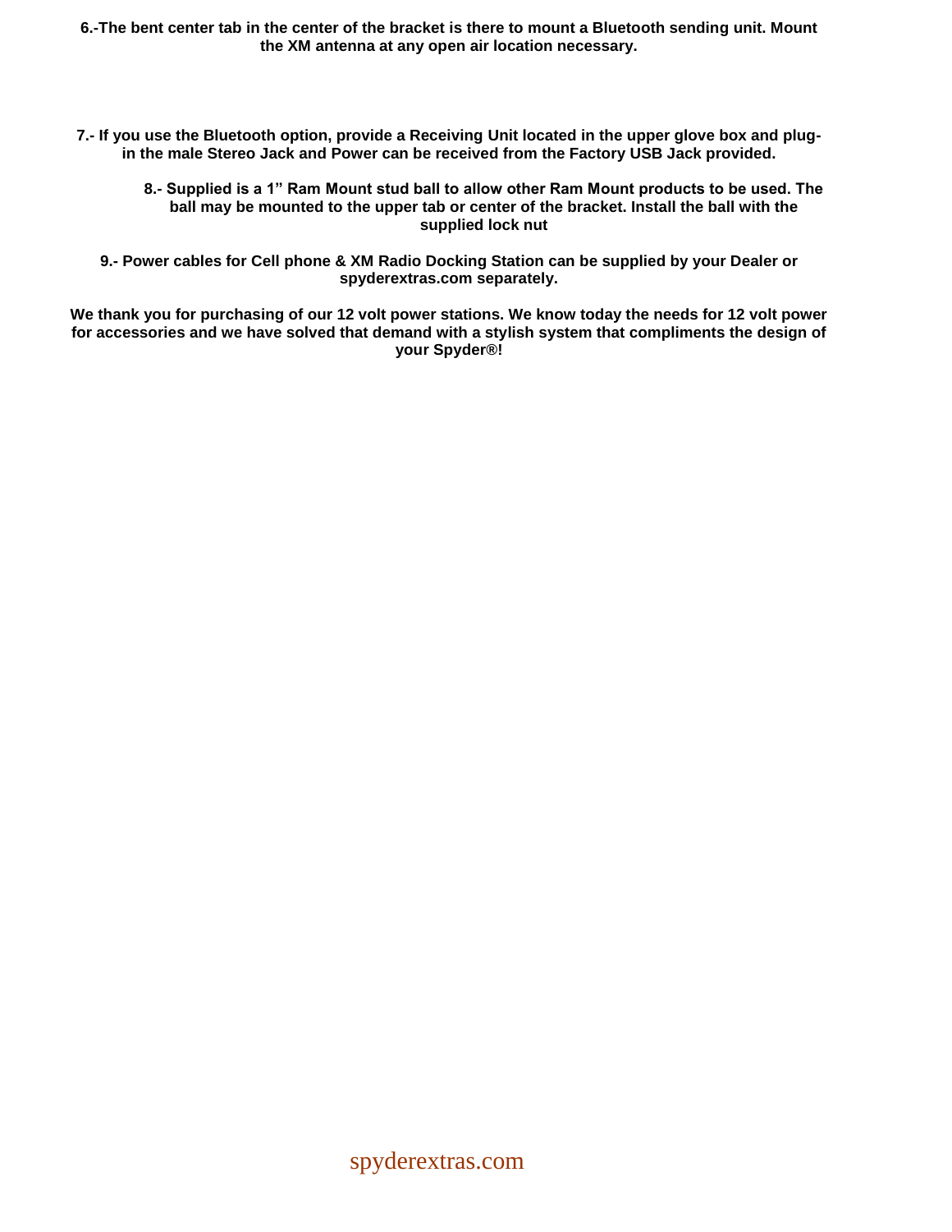**6.-The bent center tab in the center of the bracket is there to mount a Bluetooth sending unit. Mount the XM antenna at any open air location necessary.**

**7.- If you use the Bluetooth option, provide a Receiving Unit located in the upper glove box and plug-in the male Stereo Jack and Power can be received from the Factory USB Jack provided.**

**8.- Supplied is a 1" Ram Mount stud ball to allow other Ram Mount products to be used. The ball may be mounted to the upper tab or center of the bracket. Install the ball with the supplied lock nut**

**9.- Power cables for Cell phone & XM Radio Docking Station can be supplied by your Dealer or spyderextras.com separately.**

**We thank you for purchasing of our 12 volt power stations. We know today the needs for 12 volt power for accessories and we have solved that demand with a stylish system that compliments the design of your Spyder®!**

spyderextras.com